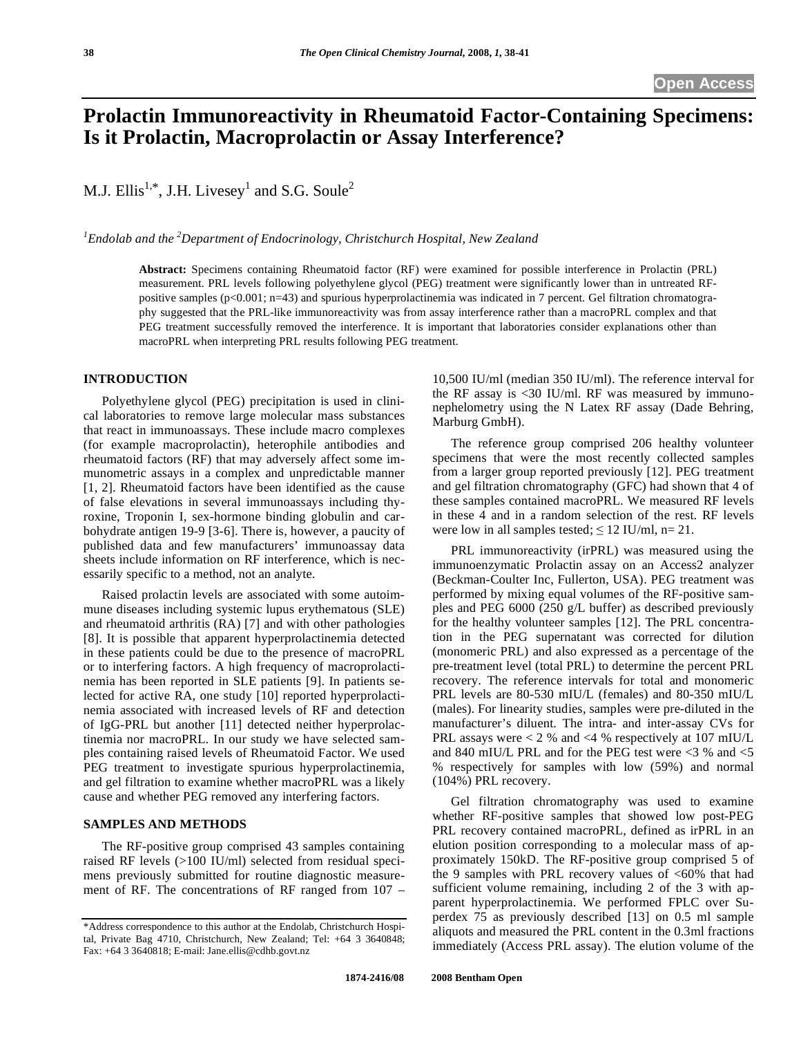Open Access

# Prolactin Immunoreactivity in Rheumatoid Factor-Containing Specimens: Is it Prolactin, Macroprolactin or Assay Interference?

M.J. Ellis[1,*], J.H. Livesey[1] and S.G. Soule[2]

[1]*Endolab and the* [2]*Department of Endocrinology, Christchurch Hospital, New Zealand*

**Abstract:** Specimens containing Rheumatoid factor (RF) were examined for possible interference in Prolactin (PRL) measurement. PRL levels following polyethylene glycol (PEG) treatment were significantly lower than in untreated RF-positive samples ($p<0.001$; n=43) and spurious hyperprolactinemia was indicated in 7 percent. Gel filtration chromatography suggested that the PRL-like immunoreactivity was from assay interference rather than a macroPRL complex and that PEG treatment successfully removed the interference. It is important that laboratories consider explanations other than macroPRL when interpreting PRL results following PEG treatment.

## INTRODUCTION

Polyethylene glycol (PEG) precipitation is used in clinical laboratories to remove large molecular mass substances that react in immunoassays. These include macro complexes (for example macroprolactin), heterophile antibodies and rheumatoid factors (RF) that may adversely affect some immunometric assays in a complex and unpredictable manner [1, 2]. Rheumatoid factors have been identified as the cause of false elevations in several immunoassays including thyroxine, Troponin I, sex-hormone binding globulin and carbohydrate antigen 19-9 [3-6]. There is, however, a paucity of published data and few manufacturers' immunoassay data sheets include information on RF interference, which is necessarily specific to a method, not an analyte.

Raised prolactin levels are associated with some autoimmune diseases including systemic lupus erythematous (SLE) and rheumatoid arthritis (RA) [7] and with other pathologies [8]. It is possible that apparent hyperprolactinemia detected in these patients could be due to the presence of macroPRL or to interfering factors. A high frequency of macroprolactinemia has been reported in SLE patients [9]. In patients selected for active RA, one study [10] reported hyperprolactinemia associated with increased levels of RF and detection of IgG-PRL but another [11] detected neither hyperprolactinemia nor macroPRL. In our study we have selected samples containing raised levels of Rheumatoid Factor. We used PEG treatment to investigate spurious hyperprolactinemia, and gel filtration to examine whether macroPRL was a likely cause and whether PEG removed any interfering factors.

## SAMPLES AND METHODS

The RF-positive group comprised 43 samples containing raised RF levels (>100 IU/ml) selected from residual specimens previously submitted for routine diagnostic measurement of RF. The concentrations of RF ranged from 107 – 10,500 IU/ml (median 350 IU/ml). The reference interval for the RF assay is <30 IU/ml. RF was measured by immunonephelometry using the N Latex RF assay (Dade Behring, Marburg GmbH).

The reference group comprised 206 healthy volunteer specimens that were the most recently collected samples from a larger group reported previously [12]. PEG treatment and gel filtration chromatography (GFC) had shown that 4 of these samples contained macroPRL. We measured RF levels in these 4 and in a random selection of the rest. RF levels were low in all samples tested; ≤ 12 IU/ml, n= 21.

PRL immunoreactivity (irPRL) was measured using the immunoenzymatic Prolactin assay on an Access2 analyzer (Beckman-Coulter Inc, Fullerton, USA). PEG treatment was performed by mixing equal volumes of the RF-positive samples and PEG 6000 (250 g/L buffer) as described previously for the healthy volunteer samples [12]. The PRL concentration in the PEG supernatant was corrected for dilution (monomeric PRL) and also expressed as a percentage of the pre-treatment level (total PRL) to determine the percent PRL recovery. The reference intervals for total and monomeric PRL levels are 80-530 mIU/L (females) and 80-350 mIU/L (males). For linearity studies, samples were pre-diluted in the manufacturer's diluent. The intra- and inter-assay CVs for PRL assays were < 2 % and <4 % respectively at 107 mIU/L and 840 mIU/L PRL and for the PEG test were <3 % and <5 % respectively for samples with low (59%) and normal (104%) PRL recovery.

Gel filtration chromatography was used to examine whether RF-positive samples that showed low post-PEG PRL recovery contained macroPRL, defined as irPRL in an elution position corresponding to a molecular mass of approximately 150kD. The RF-positive group comprised 5 of the 9 samples with PRL recovery values of <60% that had sufficient volume remaining, including 2 of the 3 with apparent hyperprolactinemia. We performed FPLC over Superdex 75 as previously described [13] on 0.5 ml sample aliquots and measured the PRL content in the 0.3ml fractions immediately (Access PRL assay). The elution volume of the

*Address correspondence to this author at the Endolab, Christchurch Hospital, Private Bag 4710, Christchurch, New Zealand; Tel: +64 3 3640848; Fax: +64 3 3640818; E-mail: Jane.ellis@cdhb.govt.nz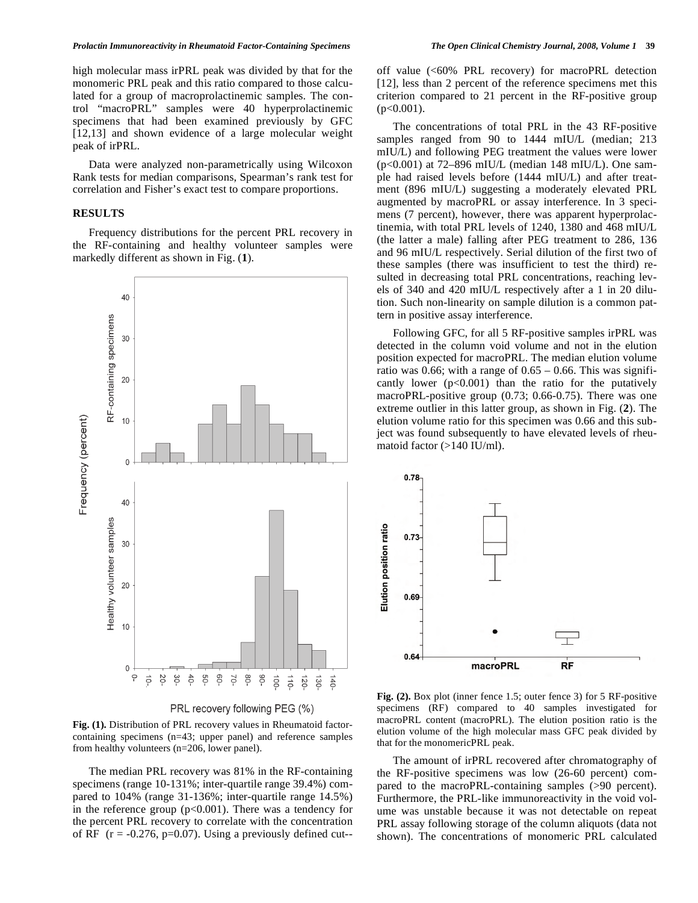high molecular mass irPRL peak was divided by that for the monomeric PRL peak and this ratio compared to those calculated for a group of macroprolactinemic samples. The control "macroPRL" samples were 40 hyperprolactinemic specimens that had been examined previously by GFC [12,13] and shown evidence of a large molecular weight peak of irPRL.

Data were analyzed non-parametrically using Wilcoxon Rank tests for median comparisons, Spearman's rank test for correlation and Fisher's exact test to compare proportions.

## RESULTS

Frequency distributions for the percent PRL recovery in the RF-containing and healthy volunteer samples were markedly different as shown in Fig. (**1**).

**Fig. (1).** Distribution of PRL recovery values in Rheumatoid factor-containing specimens (n=43; upper panel) and reference samples from healthy volunteers (n=206, lower panel).

The median PRL recovery was 81% in the RF-containing specimens (range 10-131%; inter-quartile range 39.4%) compared to 104% (range 31-136%; inter-quartile range 14.5%) in the reference group ($p<0.001$). There was a tendency for the percent PRL recovery to correlate with the concentration of RF ($r = -0.276$, $p=0.07$). Using a previously defined cut-off value (<60% PRL recovery) for macroPRL detection [12], less than 2 percent of the reference specimens met this criterion compared to 21 percent in the RF-positive group ($p<0.001$).

The concentrations of total PRL in the 43 RF-positive samples ranged from 90 to 1444 mIU/L (median; 213 mIU/L) and following PEG treatment the values were lower ($p<0.001$) at 72–896 mIU/L (median 148 mIU/L). One sample had raised levels before (1444 mIU/L) and after treatment (896 mIU/L) suggesting a moderately elevated PRL augmented by macroPRL or assay interference. In 3 specimens (7 percent), however, there was apparent hyperprolactinemia, with total PRL levels of 1240, 1380 and 468 mIU/L (the latter a male) falling after PEG treatment to 286, 136 and 96 mIU/L respectively. Serial dilution of the first two of these samples (there was insufficient to test the third) resulted in decreasing total PRL concentrations, reaching levels of 340 and 420 mIU/L respectively after a 1 in 20 dilution. Such non-linearity on sample dilution is a common pattern in positive assay interference.

Following GFC, for all 5 RF-positive samples irPRL was detected in the column void volume and not in the elution position expected for macroPRL. The median elution volume ratio was 0.66; with a range of 0.65 – 0.66. This was significantly lower ($p<0.001$) than the ratio for the putatively macroPRL-positive group (0.73; 0.66-0.75). There was one extreme outlier in this latter group, as shown in Fig. (**2**). The elution volume ratio for this specimen was 0.66 and this subject was found subsequently to have elevated levels of rheumatoid factor (>140 IU/ml).

**Fig. (2).** Box plot (inner fence 1.5; outer fence 3) for 5 RF-positive specimens (RF) compared to 40 samples investigated for macroPRL content (macroPRL). The elution position ratio is the elution volume of the high molecular mass GFC peak divided by that for the monomericPRL peak.

The amount of irPRL recovered after chromatography of the RF-positive specimens was low (26-60 percent) compared to the macroPRL-containing samples (>90 percent). Furthermore, the PRL-like immunoreactivity in the void volume was unstable because it was not detectable on repeat PRL assay following storage of the column aliquots (data not shown). The concentrations of monomeric PRL calculated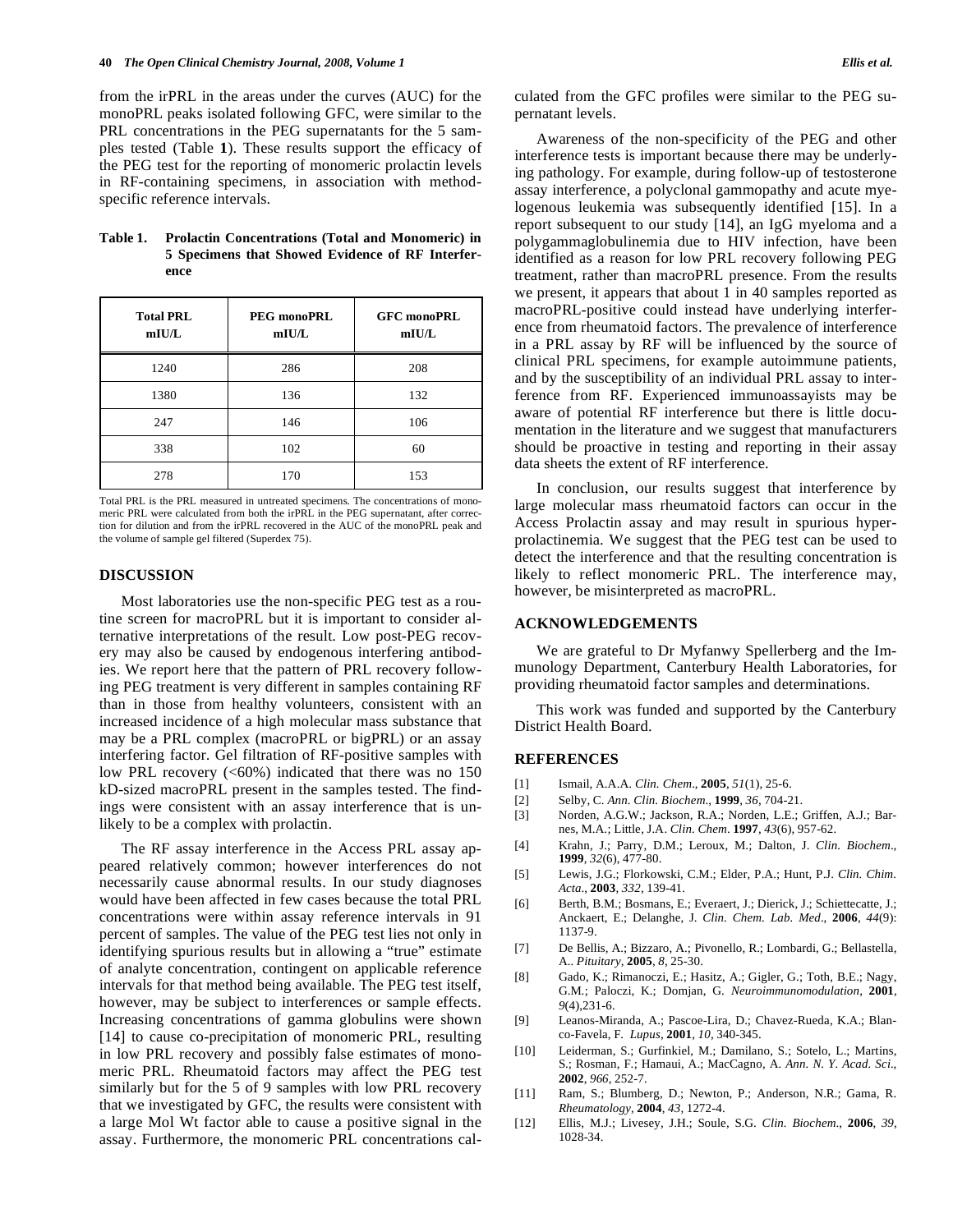from the irPRL in the areas under the curves (AUC) for the monoPRL peaks isolated following GFC, were similar to the PRL concentrations in the PEG supernatants for the 5 samples tested (Table **1**). These results support the efficacy of the PEG test for the reporting of monomeric prolactin levels in RF-containing specimens, in association with method-specific reference intervals.

**Table 1. Prolactin Concentrations (Total and Monomeric) in 5 Specimens that Showed Evidence of RF Interference**

| Total PRL mIU/L | PEG monoPRL mIU/L | GFC monoPRL mIU/L |
|---|---|---|
| 1240 | 286 | 208 |
| 1380 | 136 | 132 |
| 247 | 146 | 106 |
| 338 | 102 | 60 |
| 278 | 170 | 153 |

Total PRL is the PRL measured in untreated specimens. The concentrations of monomeric PRL were calculated from both the irPRL in the PEG supernatant, after correction for dilution and from the irPRL recovered in the AUC of the monoPRL peak and the volume of sample gel filtered (Superdex 75).

## DISCUSSION

Most laboratories use the non-specific PEG test as a routine screen for macroPRL but it is important to consider alternative interpretations of the result. Low post-PEG recovery may also be caused by endogenous interfering antibodies. We report here that the pattern of PRL recovery following PEG treatment is very different in samples containing RF than in those from healthy volunteers, consistent with an increased incidence of a high molecular mass substance that may be a PRL complex (macroPRL or bigPRL) or an assay interfering factor. Gel filtration of RF-positive samples with low PRL recovery (<60%) indicated that there was no 150 kD-sized macroPRL present in the samples tested. The findings were consistent with an assay interference that is unlikely to be a complex with prolactin.

The RF assay interference in the Access PRL assay appeared relatively common; however interferences do not necessarily cause abnormal results. In our study diagnoses would have been affected in few cases because the total PRL concentrations were within assay reference intervals in 91 percent of samples. The value of the PEG test lies not only in identifying spurious results but in allowing a "true" estimate of analyte concentration, contingent on applicable reference intervals for that method being available. The PEG test itself, however, may be subject to interferences or sample effects. Increasing concentrations of gamma globulins were shown [14] to cause co-precipitation of monomeric PRL, resulting in low PRL recovery and possibly false estimates of monomeric PRL. Rheumatoid factors may affect the PEG test similarly but for the 5 of 9 samples with low PRL recovery that we investigated by GFC, the results were consistent with a large Mol Wt factor able to cause a positive signal in the assay. Furthermore, the monomeric PRL concentrations calculated from the GFC profiles were similar to the PEG supernatant levels.

Awareness of the non-specificity of the PEG and other interference tests is important because there may be underlying pathology. For example, during follow-up of testosterone assay interference, a polyclonal gammopathy and acute myelogenous leukemia was subsequently identified [15]. In a report subsequent to our study [14], an IgG myeloma and a polygammaglobulinemia due to HIV infection, have been identified as a reason for low PRL recovery following PEG treatment, rather than macroPRL presence. From the results we present, it appears that about 1 in 40 samples reported as macroPRL-positive could instead have underlying interference from rheumatoid factors. The prevalence of interference in a PRL assay by RF will be influenced by the source of clinical PRL specimens, for example autoimmune patients, and by the susceptibility of an individual PRL assay to interference from RF. Experienced immunoassayists may be aware of potential RF interference but there is little documentation in the literature and we suggest that manufacturers should be proactive in testing and reporting in their assay data sheets the extent of RF interference.

In conclusion, our results suggest that interference by large molecular mass rheumatoid factors can occur in the Access Prolactin assay and may result in spurious hyperprolactinemia. We suggest that the PEG test can be used to detect the interference and that the resulting concentration is likely to reflect monomeric PRL. The interference may, however, be misinterpreted as macroPRL.

## ACKNOWLEDGEMENTS

We are grateful to Dr Myfanwy Spellerberg and the Immunology Department, Canterbury Health Laboratories, for providing rheumatoid factor samples and determinations.

This work was funded and supported by the Canterbury District Health Board.

## REFERENCES

[1] Ismail, A.A.A. *Clin. Chem*., **2005**, *51*(1), 25-6.

[2] Selby, C. *Ann. Clin. Biochem*., **1999**, *36*, 704-21.

[3] Norden, A.G.W.; Jackson, R.A.; Norden, L.E.; Griffen, A.J.; Barnes, M.A.; Little, J.A. *Clin. Chem*. **1997**, *43*(6), 957-62.

[4] Krahn, J.; Parry, D.M.; Leroux, M.; Dalton, J. *Clin. Biochem*., **1999**, *32*(6), 477-80.

[5] Lewis, J.G.; Florkowski, C.M.; Elder, P.A.; Hunt, P.J. *Clin. Chim. Acta*., **2003**, *332*, 139-41.

[6] Berth, B.M.; Bosmans, E.; Everaert, J.; Dierick, J.; Schiettecatte, J.; Anckaert, E.; Delanghe, J. *Clin. Chem. Lab. Med*., **2006**, *44*(9): 1137-9.

[7] De Bellis, A.; Bizzaro, A.; Pivonello, R.; Lombardi, G.; Bellastella, A.. *Pituitary*, **2005**, *8*, 25-30.

[8] Gado, K.; Rimanoczi, E.; Hasitz, A.; Gigler, G.; Toth, B.E.; Nagy, G.M.; Paloczi, K.; Domjan, G. *Neuroimmunomodulation*, **2001**, *9*(4),231-6.

[9] Leanos-Miranda, A.; Pascoe-Lira, D.; Chavez-Rueda, K.A.; Blanco-Favela, F. *Lupus*, **2001**, *10*, 340-345.

[10] Leiderman, S.; Gurfinkiel, M.; Damilano, S.; Sotelo, L.; Martins, S.; Rosman, F.; Hamaui, A.; MacCagno, A. *Ann. N. Y. Acad. Sci*., **2002**, *966*, 252-7.

[11] Ram, S.; Blumberg, D.; Newton, P.; Anderson, N.R.; Gama, R. *Rheumatology*, **2004**, *43*, 1272-4.

[12] Ellis, M.J.; Livesey, J.H.; Soule, S.G. *Clin. Biochem*., **2006**, *39*, 1028-34.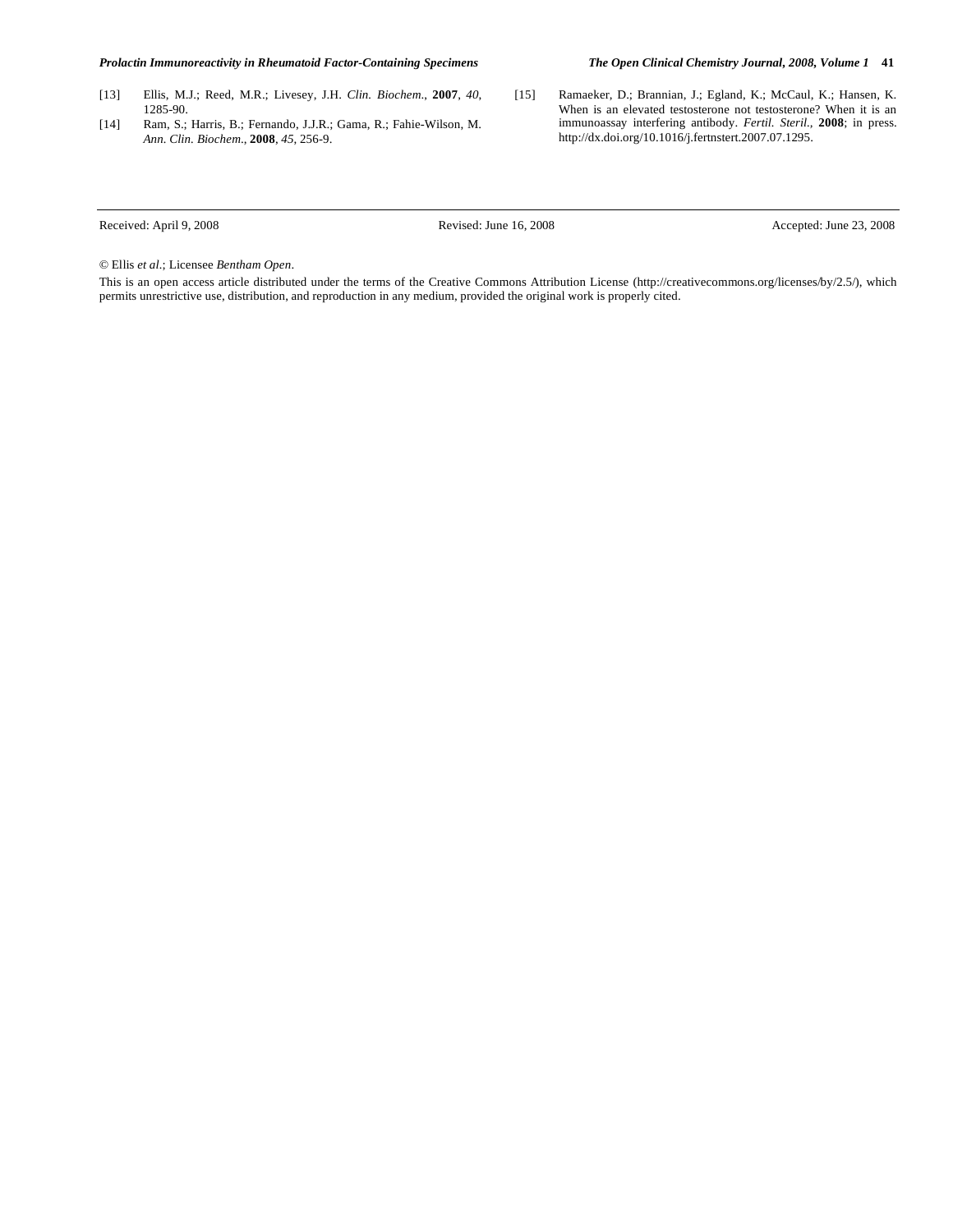[13] Ellis, M.J.; Reed, M.R.; Livesey, J.H. *Clin. Biochem.*, **2007**, *40*, 1285-90.

[14] Ram, S.; Harris, B.; Fernando, J.J.R.; Gama, R.; Fahie-Wilson, M. *Ann. Clin. Biochem.*, **2008**, *45*, 256-9.

[15] Ramaeker, D.; Brannian, J.; Egland, K.; McCaul, K.; Hansen, K. When is an elevated testosterone not testosterone? When it is an immunoassay interfering antibody. *Fertil. Steril.*, **2008**; in press. http://dx.doi.org/10.1016/j.fertnstert.2007.07.1295.

Received: April 9, 2008 Revised: June 16, 2008 Accepted: June 23, 2008

© Ellis *et al*.; Licensee *Bentham Open*.

This is an open access article distributed under the terms of the Creative Commons Attribution License (http://creativecommons.org/licenses/by/2.5/), which permits unrestrictive use, distribution, and reproduction in any medium, provided the original work is properly cited.